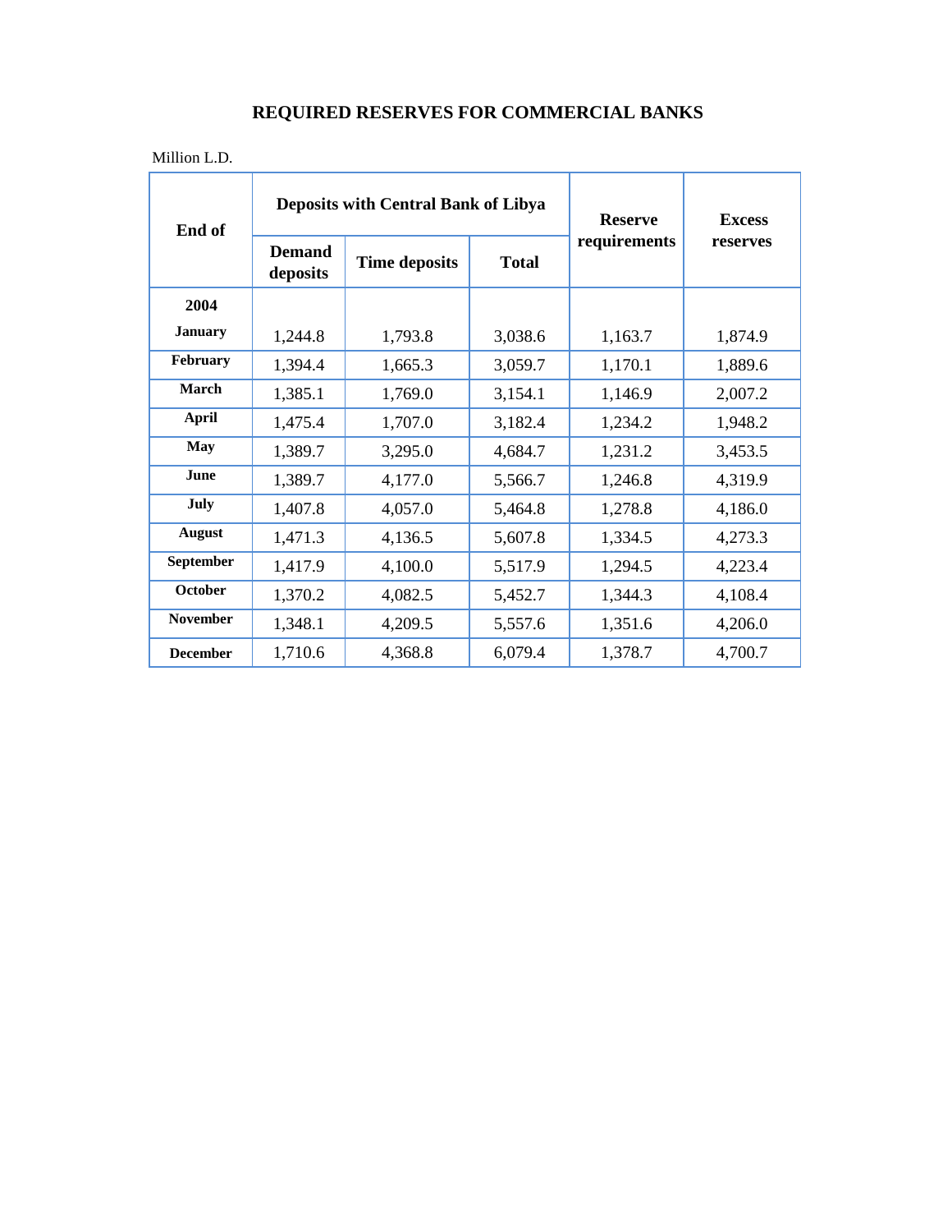# REQUIRED RESERVES FOR COMMERCIAL BANKS

Million L.D.

| End of | Deposits with Central Bank of Libya | | | Reserve requirements | Excess reserves |
|---|---|---|---|---|---|
| | Demand deposits | Time deposits | Total | | |
| **2004** | | | | | |
| **January** | 1,244.8 | 1,793.8 | 3,038.6 | 1,163.7 | 1,874.9 |
| **February** | 1,394.4 | 1,665.3 | 3,059.7 | 1,170.1 | 1,889.6 |
| **March** | 1,385.1 | 1,769.0 | 3,154.1 | 1,146.9 | 2,007.2 |
| **April** | 1,475.4 | 1,707.0 | 3,182.4 | 1,234.2 | 1,948.2 |
| **May** | 1,389.7 | 3,295.0 | 4,684.7 | 1,231.2 | 3,453.5 |
| **June** | 1,389.7 | 4,177.0 | 5,566.7 | 1,246.8 | 4,319.9 |
| **July** | 1,407.8 | 4,057.0 | 5,464.8 | 1,278.8 | 4,186.0 |
| **August** | 1,471.3 | 4,136.5 | 5,607.8 | 1,334.5 | 4,273.3 |
| **September** | 1,417.9 | 4,100.0 | 5,517.9 | 1,294.5 | 4,223.4 |
| **October** | 1,370.2 | 4,082.5 | 5,452.7 | 1,344.3 | 4,108.4 |
| **November** | 1,348.1 | 4,209.5 | 5,557.6 | 1,351.6 | 4,206.0 |
| **December** | 1,710.6 | 4,368.8 | 6,079.4 | 1,378.7 | 4,700.7 |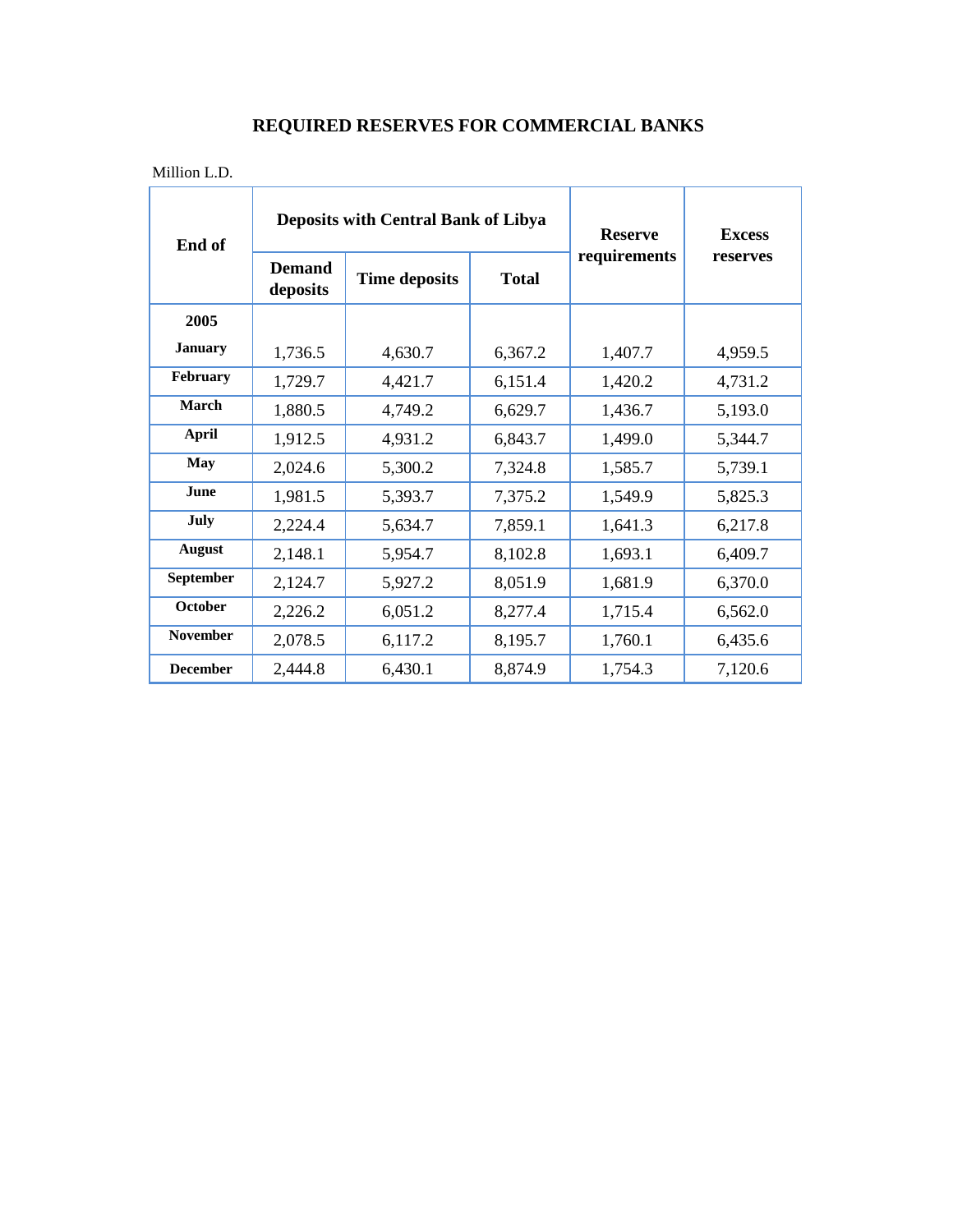# REQUIRED RESERVES FOR COMMERCIAL BANKS

Million L.D.

| End of | Deposits with Central Bank of Libya | | | Reserve requirements | Excess reserves |
|---|---|---|---|---|---|
| | Demand deposits | Time deposits | Total | | |
| **2005** | | | | | |
| **January** | 1,736.5 | 4,630.7 | 6,367.2 | 1,407.7 | 4,959.5 |
| **February** | 1,729.7 | 4,421.7 | 6,151.4 | 1,420.2 | 4,731.2 |
| **March** | 1,880.5 | 4,749.2 | 6,629.7 | 1,436.7 | 5,193.0 |
| **April** | 1,912.5 | 4,931.2 | 6,843.7 | 1,499.0 | 5,344.7 |
| **May** | 2,024.6 | 5,300.2 | 7,324.8 | 1,585.7 | 5,739.1 |
| **June** | 1,981.5 | 5,393.7 | 7,375.2 | 1,549.9 | 5,825.3 |
| **July** | 2,224.4 | 5,634.7 | 7,859.1 | 1,641.3 | 6,217.8 |
| **August** | 2,148.1 | 5,954.7 | 8,102.8 | 1,693.1 | 6,409.7 |
| **September** | 2,124.7 | 5,927.2 | 8,051.9 | 1,681.9 | 6,370.0 |
| **October** | 2,226.2 | 6,051.2 | 8,277.4 | 1,715.4 | 6,562.0 |
| **November** | 2,078.5 | 6,117.2 | 8,195.7 | 1,760.1 | 6,435.6 |
| **December** | 2,444.8 | 6,430.1 | 8,874.9 | 1,754.3 | 7,120.6 |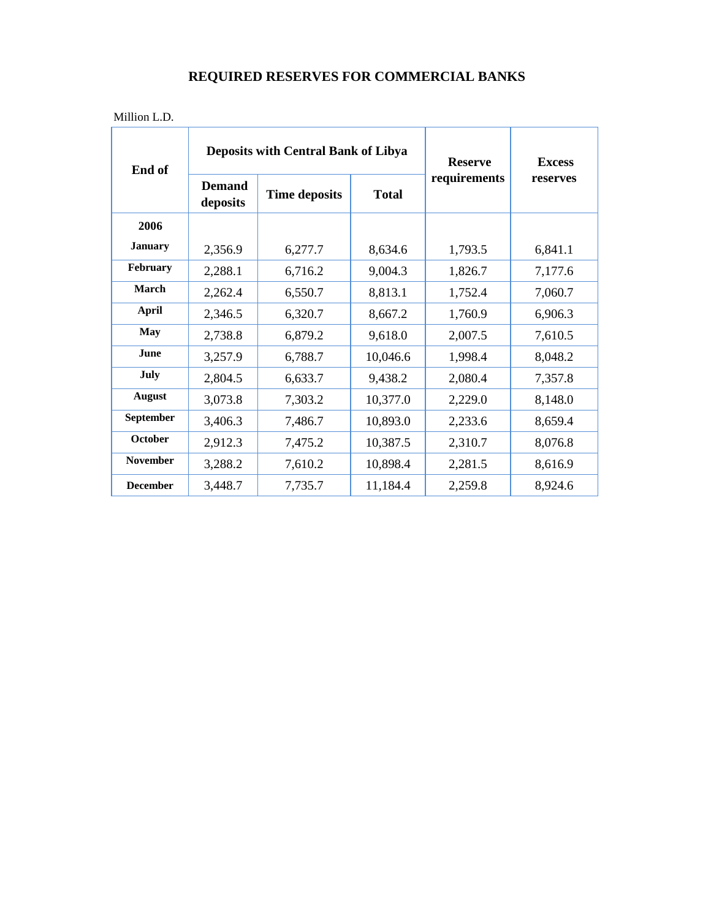# REQUIRED RESERVES FOR COMMERCIAL BANKS

Million L.D.

| End of | Deposits with Central Bank of Libya | | | Reserve requirements | Excess reserves |
|---|---|---|---|---|---|
| | Demand deposits | Time deposits | Total | | |
| **2006** | | | | | |
| **January** | 2,356.9 | 6,277.7 | 8,634.6 | 1,793.5 | 6,841.1 |
| **February** | 2,288.1 | 6,716.2 | 9,004.3 | 1,826.7 | 7,177.6 |
| **March** | 2,262.4 | 6,550.7 | 8,813.1 | 1,752.4 | 7,060.7 |
| **April** | 2,346.5 | 6,320.7 | 8,667.2 | 1,760.9 | 6,906.3 |
| **May** | 2,738.8 | 6,879.2 | 9,618.0 | 2,007.5 | 7,610.5 |
| **June** | 3,257.9 | 6,788.7 | 10,046.6 | 1,998.4 | 8,048.2 |
| **July** | 2,804.5 | 6,633.7 | 9,438.2 | 2,080.4 | 7,357.8 |
| **August** | 3,073.8 | 7,303.2 | 10,377.0 | 2,229.0 | 8,148.0 |
| **September** | 3,406.3 | 7,486.7 | 10,893.0 | 2,233.6 | 8,659.4 |
| **October** | 2,912.3 | 7,475.2 | 10,387.5 | 2,310.7 | 8,076.8 |
| **November** | 3,288.2 | 7,610.2 | 10,898.4 | 2,281.5 | 8,616.9 |
| **December** | 3,448.7 | 7,735.7 | 11,184.4 | 2,259.8 | 8,924.6 |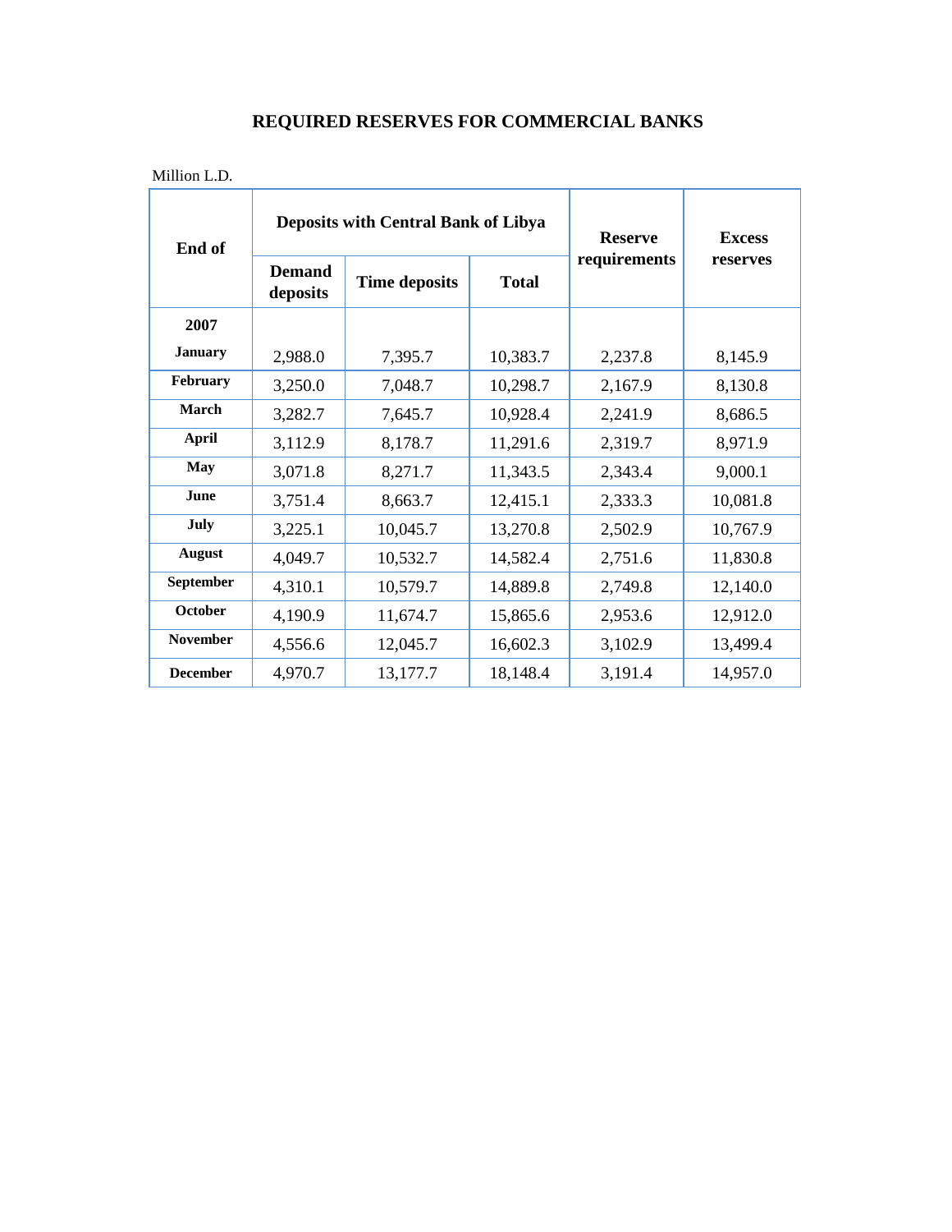# REQUIRED RESERVES FOR COMMERCIAL BANKS

Million L.D.

| End of | Deposits with Central Bank of Libya | | | Reserve requirements | Excess reserves |
|---|---|---|---|---|---|
| | Demand deposits | Time deposits | Total | | |
| **2007** | | | | | |
| **January** | 2,988.0 | 7,395.7 | 10,383.7 | 2,237.8 | 8,145.9 |
| **February** | 3,250.0 | 7,048.7 | 10,298.7 | 2,167.9 | 8,130.8 |
| **March** | 3,282.7 | 7,645.7 | 10,928.4 | 2,241.9 | 8,686.5 |
| **April** | 3,112.9 | 8,178.7 | 11,291.6 | 2,319.7 | 8,971.9 |
| **May** | 3,071.8 | 8,271.7 | 11,343.5 | 2,343.4 | 9,000.1 |
| **June** | 3,751.4 | 8,663.7 | 12,415.1 | 2,333.3 | 10,081.8 |
| **July** | 3,225.1 | 10,045.7 | 13,270.8 | 2,502.9 | 10,767.9 |
| **August** | 4,049.7 | 10,532.7 | 14,582.4 | 2,751.6 | 11,830.8 |
| **September** | 4,310.1 | 10,579.7 | 14,889.8 | 2,749.8 | 12,140.0 |
| **October** | 4,190.9 | 11,674.7 | 15,865.6 | 2,953.6 | 12,912.0 |
| **November** | 4,556.6 | 12,045.7 | 16,602.3 | 3,102.9 | 13,499.4 |
| **December** | 4,970.7 | 13,177.7 | 18,148.4 | 3,191.4 | 14,957.0 |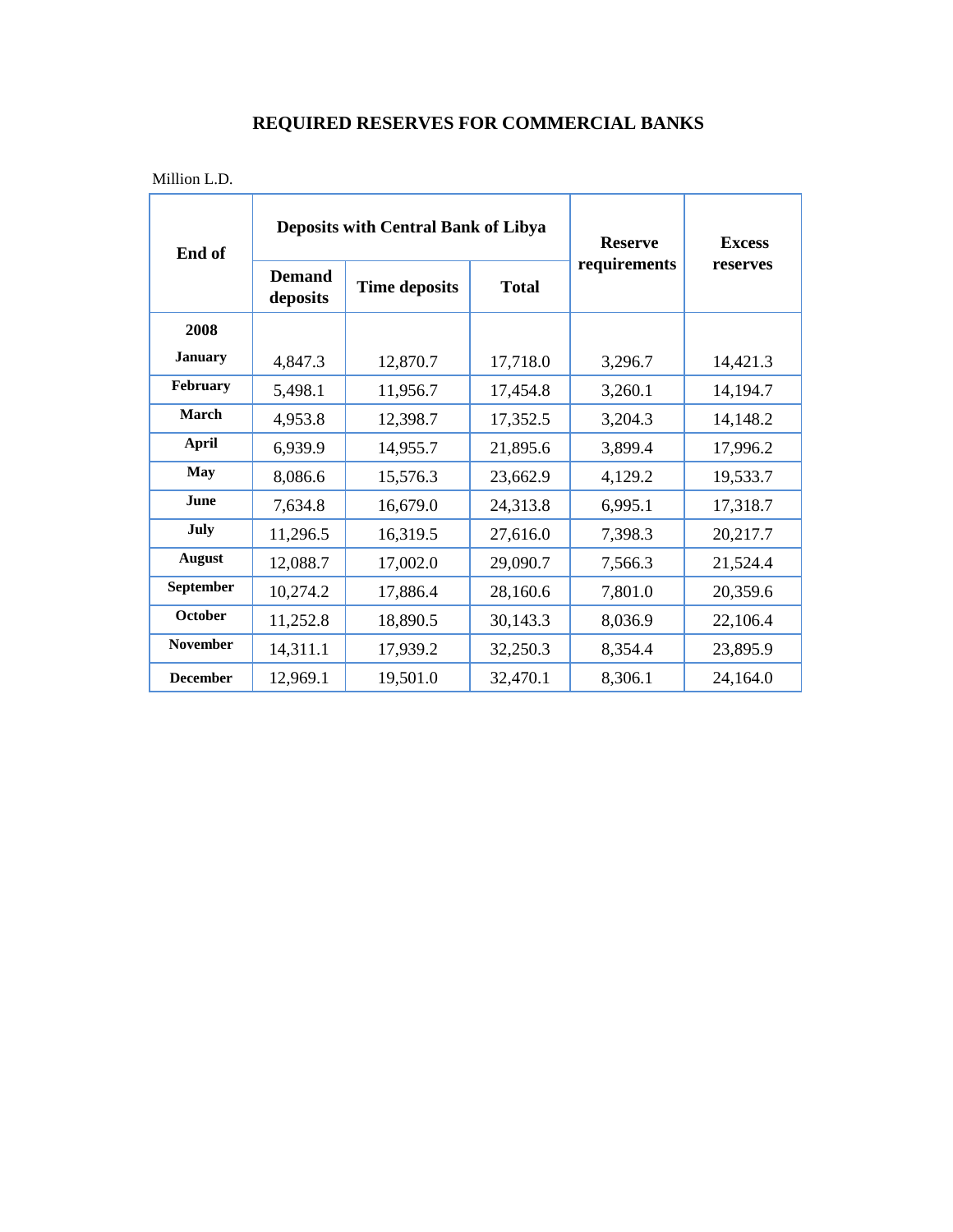# REQUIRED RESERVES FOR COMMERCIAL BANKS

Million L.D.

| End of | Deposits with Central Bank of Libya | | | Reserve requirements | Excess reserves |
|---|---|---|---|---|---|
| | Demand deposits | Time deposits | Total | | |
| **2008** | | | | | |
| **January** | 4,847.3 | 12,870.7 | 17,718.0 | 3,296.7 | 14,421.3 |
| **February** | 5,498.1 | 11,956.7 | 17,454.8 | 3,260.1 | 14,194.7 |
| **March** | 4,953.8 | 12,398.7 | 17,352.5 | 3,204.3 | 14,148.2 |
| **April** | 6,939.9 | 14,955.7 | 21,895.6 | 3,899.4 | 17,996.2 |
| **May** | 8,086.6 | 15,576.3 | 23,662.9 | 4,129.2 | 19,533.7 |
| **June** | 7,634.8 | 16,679.0 | 24,313.8 | 6,995.1 | 17,318.7 |
| **July** | 11,296.5 | 16,319.5 | 27,616.0 | 7,398.3 | 20,217.7 |
| **August** | 12,088.7 | 17,002.0 | 29,090.7 | 7,566.3 | 21,524.4 |
| **September** | 10,274.2 | 17,886.4 | 28,160.6 | 7,801.0 | 20,359.6 |
| **October** | 11,252.8 | 18,890.5 | 30,143.3 | 8,036.9 | 22,106.4 |
| **November** | 14,311.1 | 17,939.2 | 32,250.3 | 8,354.4 | 23,895.9 |
| **December** | 12,969.1 | 19,501.0 | 32,470.1 | 8,306.1 | 24,164.0 |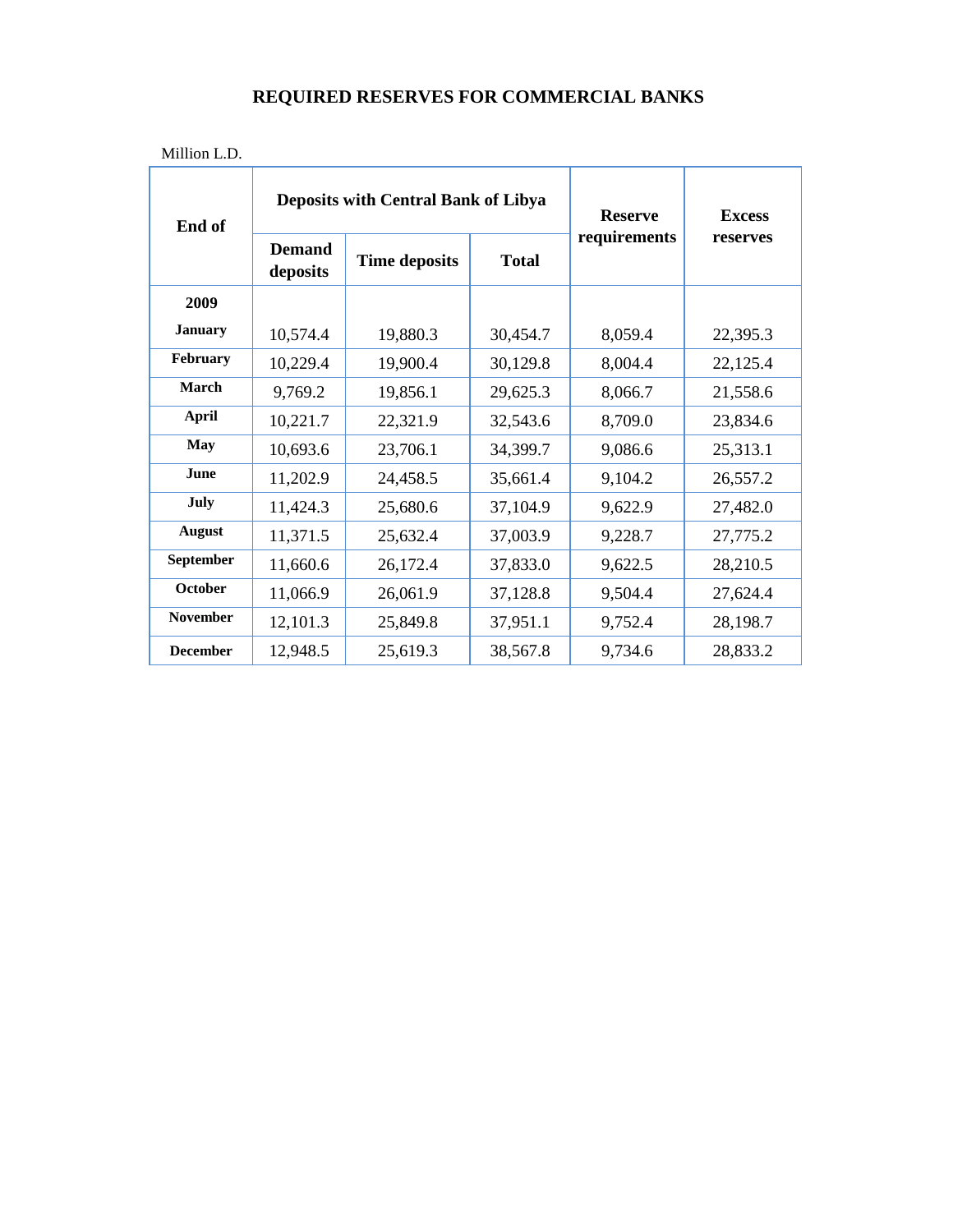# REQUIRED RESERVES FOR COMMERCIAL BANKS

Million L.D.

| End of | Deposits with Central Bank of Libya | | | Reserve requirements | Excess reserves |
|---|---|---|---|---|---|
| | Demand deposits | Time deposits | Total | | |
| **2009** | | | | | |
| **January** | 10,574.4 | 19,880.3 | 30,454.7 | 8,059.4 | 22,395.3 |
| **February** | 10,229.4 | 19,900.4 | 30,129.8 | 8,004.4 | 22,125.4 |
| **March** | 9,769.2 | 19,856.1 | 29,625.3 | 8,066.7 | 21,558.6 |
| **April** | 10,221.7 | 22,321.9 | 32,543.6 | 8,709.0 | 23,834.6 |
| **May** | 10,693.6 | 23,706.1 | 34,399.7 | 9,086.6 | 25,313.1 |
| **June** | 11,202.9 | 24,458.5 | 35,661.4 | 9,104.2 | 26,557.2 |
| **July** | 11,424.3 | 25,680.6 | 37,104.9 | 9,622.9 | 27,482.0 |
| **August** | 11,371.5 | 25,632.4 | 37,003.9 | 9,228.7 | 27,775.2 |
| **September** | 11,660.6 | 26,172.4 | 37,833.0 | 9,622.5 | 28,210.5 |
| **October** | 11,066.9 | 26,061.9 | 37,128.8 | 9,504.4 | 27,624.4 |
| **November** | 12,101.3 | 25,849.8 | 37,951.1 | 9,752.4 | 28,198.7 |
| **December** | 12,948.5 | 25,619.3 | 38,567.8 | 9,734.6 | 28,833.2 |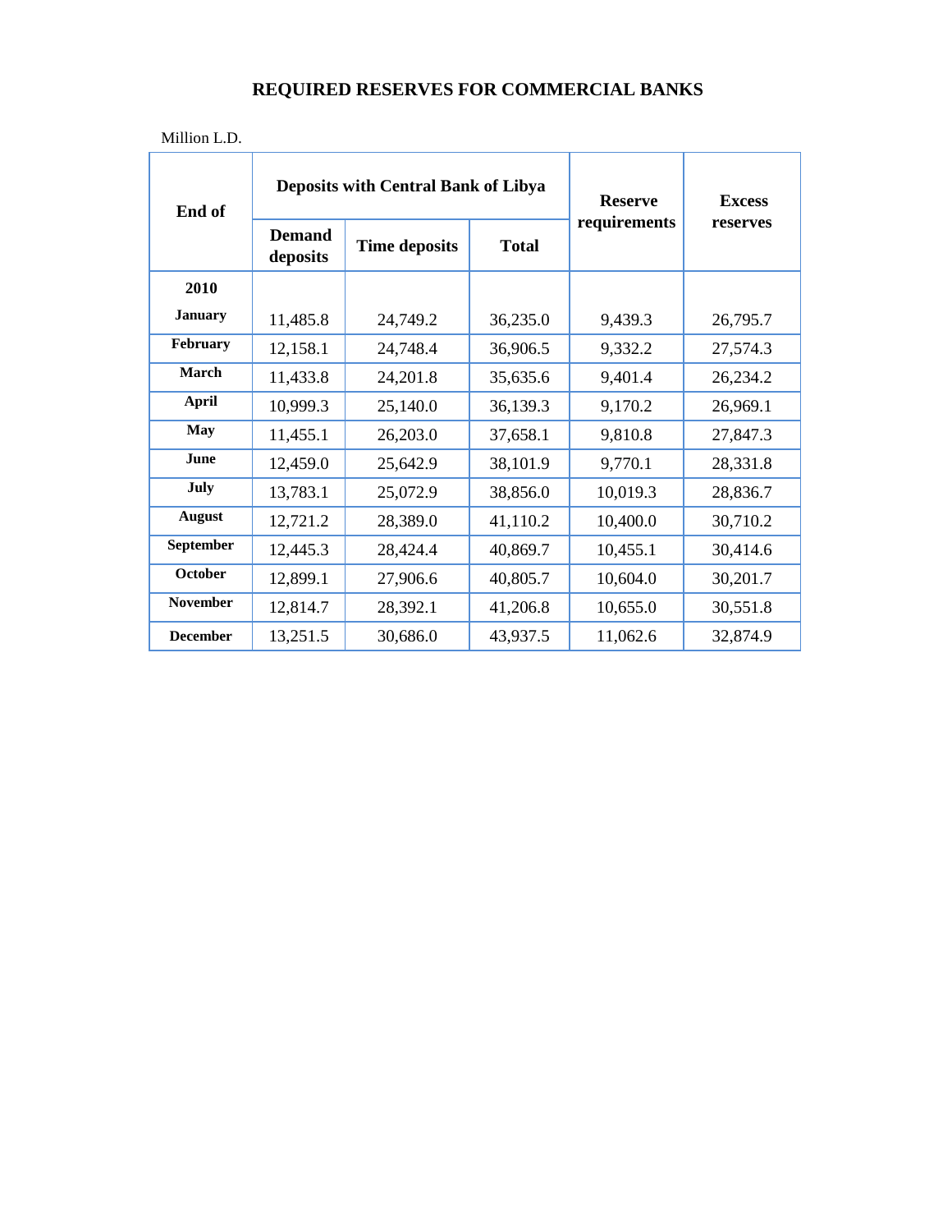# REQUIRED RESERVES FOR COMMERCIAL BANKS

Million L.D.

| End of | Deposits with Central Bank of Libya | | | Reserve requirements | Excess reserves |
|---|---|---|---|---|---|
| | Demand deposits | Time deposits | Total | | |
| **2010** | | | | | |
| **January** | 11,485.8 | 24,749.2 | 36,235.0 | 9,439.3 | 26,795.7 |
| **February** | 12,158.1 | 24,748.4 | 36,906.5 | 9,332.2 | 27,574.3 |
| **March** | 11,433.8 | 24,201.8 | 35,635.6 | 9,401.4 | 26,234.2 |
| **April** | 10,999.3 | 25,140.0 | 36,139.3 | 9,170.2 | 26,969.1 |
| **May** | 11,455.1 | 26,203.0 | 37,658.1 | 9,810.8 | 27,847.3 |
| **June** | 12,459.0 | 25,642.9 | 38,101.9 | 9,770.1 | 28,331.8 |
| **July** | 13,783.1 | 25,072.9 | 38,856.0 | 10,019.3 | 28,836.7 |
| **August** | 12,721.2 | 28,389.0 | 41,110.2 | 10,400.0 | 30,710.2 |
| **September** | 12,445.3 | 28,424.4 | 40,869.7 | 10,455.1 | 30,414.6 |
| **October** | 12,899.1 | 27,906.6 | 40,805.7 | 10,604.0 | 30,201.7 |
| **November** | 12,814.7 | 28,392.1 | 41,206.8 | 10,655.0 | 30,551.8 |
| **December** | 13,251.5 | 30,686.0 | 43,937.5 | 11,062.6 | 32,874.9 |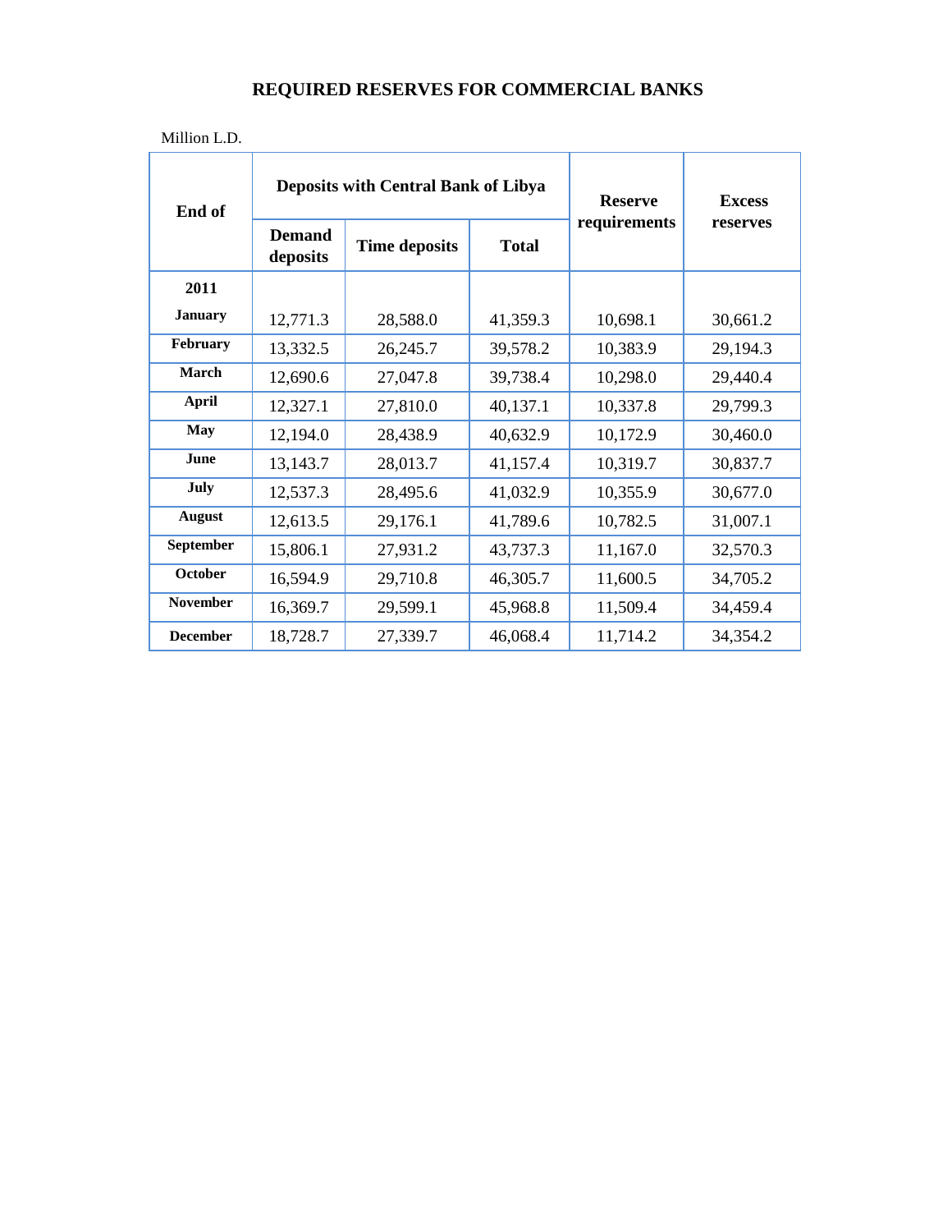# REQUIRED RESERVES FOR COMMERCIAL BANKS

Million L.D.

| End of | Deposits with Central Bank of Libya | | | Reserve requirements | Excess reserves |
|---|---|---|---|---|---|
| | Demand deposits | Time deposits | Total | | |
| **2011** | | | | | |
| **January** | 12,771.3 | 28,588.0 | 41,359.3 | 10,698.1 | 30,661.2 |
| **February** | 13,332.5 | 26,245.7 | 39,578.2 | 10,383.9 | 29,194.3 |
| **March** | 12,690.6 | 27,047.8 | 39,738.4 | 10,298.0 | 29,440.4 |
| **April** | 12,327.1 | 27,810.0 | 40,137.1 | 10,337.8 | 29,799.3 |
| **May** | 12,194.0 | 28,438.9 | 40,632.9 | 10,172.9 | 30,460.0 |
| **June** | 13,143.7 | 28,013.7 | 41,157.4 | 10,319.7 | 30,837.7 |
| **July** | 12,537.3 | 28,495.6 | 41,032.9 | 10,355.9 | 30,677.0 |
| **August** | 12,613.5 | 29,176.1 | 41,789.6 | 10,782.5 | 31,007.1 |
| **September** | 15,806.1 | 27,931.2 | 43,737.3 | 11,167.0 | 32,570.3 |
| **October** | 16,594.9 | 29,710.8 | 46,305.7 | 11,600.5 | 34,705.2 |
| **November** | 16,369.7 | 29,599.1 | 45,968.8 | 11,509.4 | 34,459.4 |
| **December** | 18,728.7 | 27,339.7 | 46,068.4 | 11,714.2 | 34,354.2 |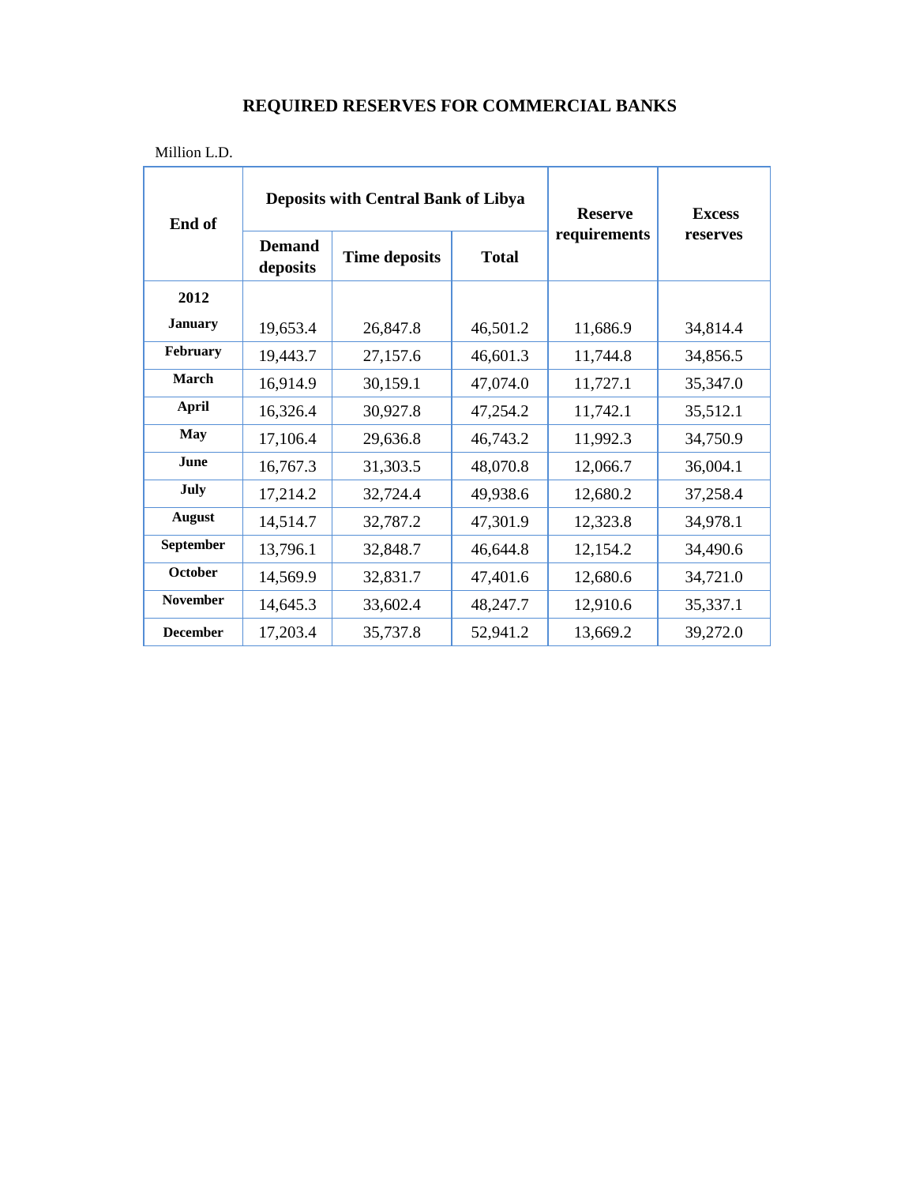# REQUIRED RESERVES FOR COMMERCIAL BANKS

Million L.D.

| End of | Deposits with Central Bank of Libya | | | Reserve requirements | Excess reserves |
|---|---|---|---|---|---|
| | Demand deposits | Time deposits | Total | | |
| **2012** | | | | | |
| **January** | 19,653.4 | 26,847.8 | 46,501.2 | 11,686.9 | 34,814.4 |
| **February** | 19,443.7 | 27,157.6 | 46,601.3 | 11,744.8 | 34,856.5 |
| **March** | 16,914.9 | 30,159.1 | 47,074.0 | 11,727.1 | 35,347.0 |
| **April** | 16,326.4 | 30,927.8 | 47,254.2 | 11,742.1 | 35,512.1 |
| **May** | 17,106.4 | 29,636.8 | 46,743.2 | 11,992.3 | 34,750.9 |
| **June** | 16,767.3 | 31,303.5 | 48,070.8 | 12,066.7 | 36,004.1 |
| **July** | 17,214.2 | 32,724.4 | 49,938.6 | 12,680.2 | 37,258.4 |
| **August** | 14,514.7 | 32,787.2 | 47,301.9 | 12,323.8 | 34,978.1 |
| **September** | 13,796.1 | 32,848.7 | 46,644.8 | 12,154.2 | 34,490.6 |
| **October** | 14,569.9 | 32,831.7 | 47,401.6 | 12,680.6 | 34,721.0 |
| **November** | 14,645.3 | 33,602.4 | 48,247.7 | 12,910.6 | 35,337.1 |
| **December** | 17,203.4 | 35,737.8 | 52,941.2 | 13,669.2 | 39,272.0 |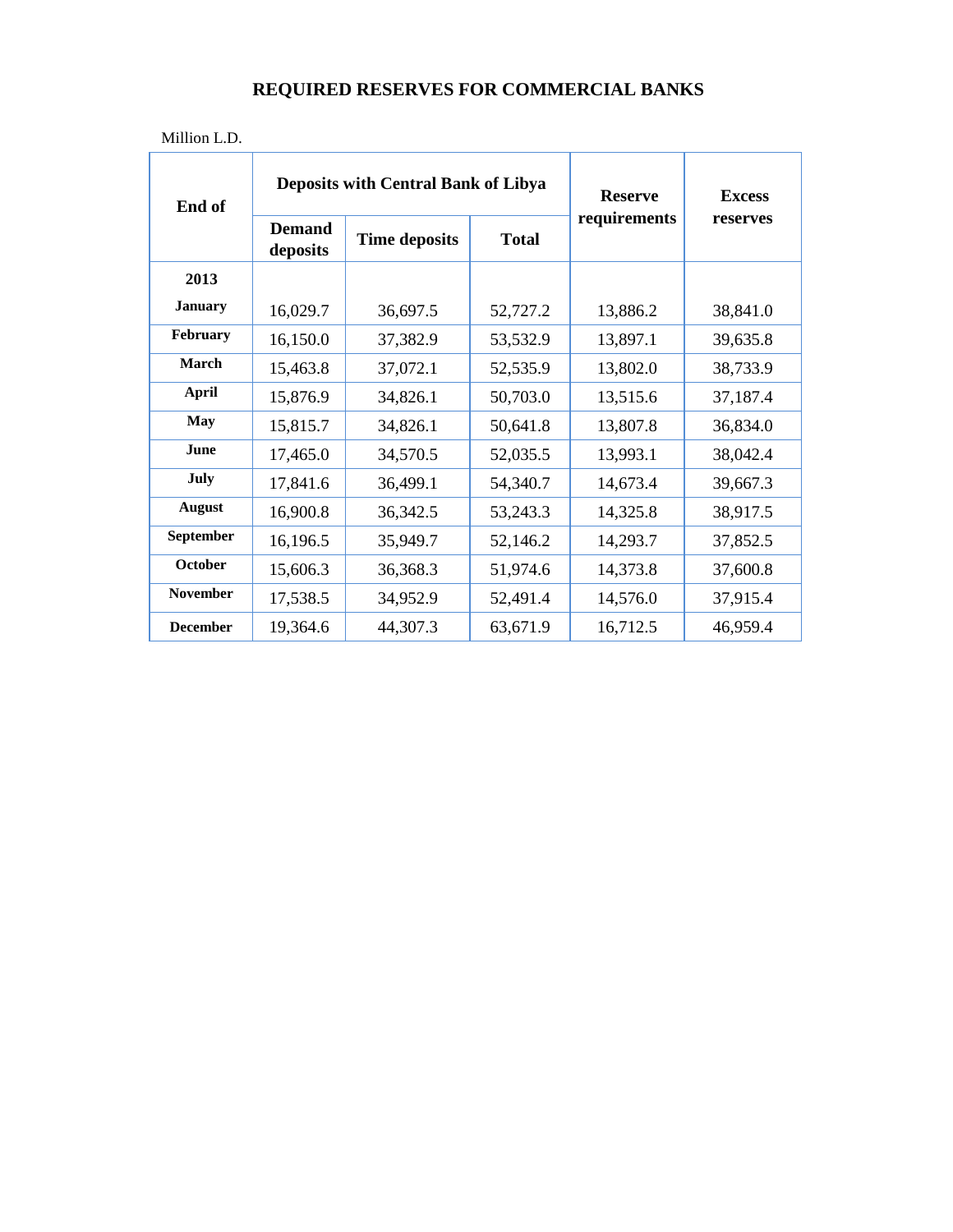# REQUIRED RESERVES FOR COMMERCIAL BANKS

Million L.D.

| End of | Deposits with Central Bank of Libya | | | Reserve requirements | Excess reserves |
|---|---|---|---|---|---|
| | Demand deposits | Time deposits | Total | | |
| **2013** | | | | | |
| **January** | 16,029.7 | 36,697.5 | 52,727.2 | 13,886.2 | 38,841.0 |
| **February** | 16,150.0 | 37,382.9 | 53,532.9 | 13,897.1 | 39,635.8 |
| **March** | 15,463.8 | 37,072.1 | 52,535.9 | 13,802.0 | 38,733.9 |
| **April** | 15,876.9 | 34,826.1 | 50,703.0 | 13,515.6 | 37,187.4 |
| **May** | 15,815.7 | 34,826.1 | 50,641.8 | 13,807.8 | 36,834.0 |
| **June** | 17,465.0 | 34,570.5 | 52,035.5 | 13,993.1 | 38,042.4 |
| **July** | 17,841.6 | 36,499.1 | 54,340.7 | 14,673.4 | 39,667.3 |
| **August** | 16,900.8 | 36,342.5 | 53,243.3 | 14,325.8 | 38,917.5 |
| **September** | 16,196.5 | 35,949.7 | 52,146.2 | 14,293.7 | 37,852.5 |
| **October** | 15,606.3 | 36,368.3 | 51,974.6 | 14,373.8 | 37,600.8 |
| **November** | 17,538.5 | 34,952.9 | 52,491.4 | 14,576.0 | 37,915.4 |
| **December** | 19,364.6 | 44,307.3 | 63,671.9 | 16,712.5 | 46,959.4 |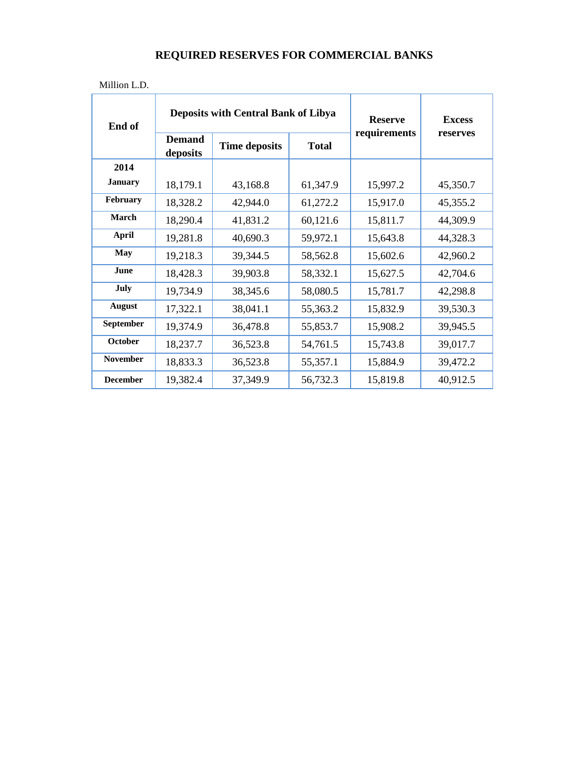# REQUIRED RESERVES FOR COMMERCIAL BANKS

Million L.D.

| End of | Deposits with Central Bank of Libya | | | Reserve requirements | Excess reserves |
|---|---|---|---|---|---|
| | Demand deposits | Time deposits | Total | | |
| **2014** | | | | | |
| **January** | 18,179.1 | 43,168.8 | 61,347.9 | 15,997.2 | 45,350.7 |
| **February** | 18,328.2 | 42,944.0 | 61,272.2 | 15,917.0 | 45,355.2 |
| **March** | 18,290.4 | 41,831.2 | 60,121.6 | 15,811.7 | 44,309.9 |
| **April** | 19,281.8 | 40,690.3 | 59,972.1 | 15,643.8 | 44,328.3 |
| **May** | 19,218.3 | 39,344.5 | 58,562.8 | 15,602.6 | 42,960.2 |
| **June** | 18,428.3 | 39,903.8 | 58,332.1 | 15,627.5 | 42,704.6 |
| **July** | 19,734.9 | 38,345.6 | 58,080.5 | 15,781.7 | 42,298.8 |
| **August** | 17,322.1 | 38,041.1 | 55,363.2 | 15,832.9 | 39,530.3 |
| **September** | 19,374.9 | 36,478.8 | 55,853.7 | 15,908.2 | 39,945.5 |
| **October** | 18,237.7 | 36,523.8 | 54,761.5 | 15,743.8 | 39,017.7 |
| **November** | 18,833.3 | 36,523.8 | 55,357.1 | 15,884.9 | 39,472.2 |
| **December** | 19,382.4 | 37,349.9 | 56,732.3 | 15,819.8 | 40,912.5 |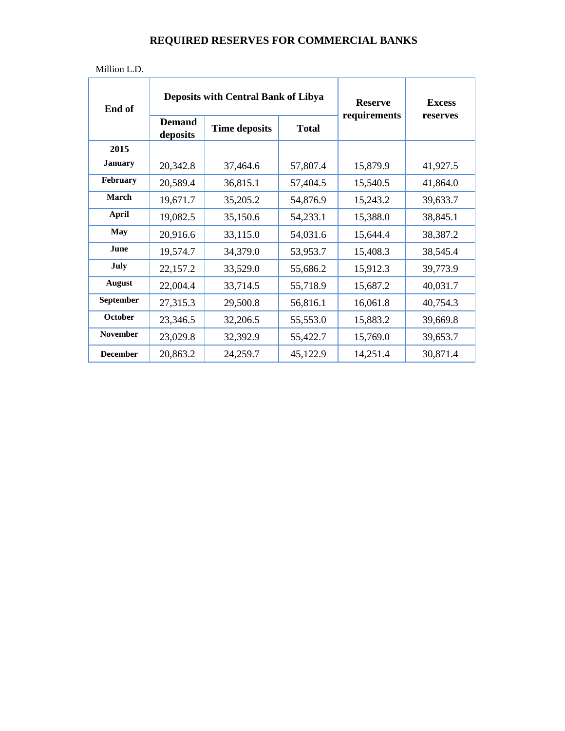# REQUIRED RESERVES FOR COMMERCIAL BANKS

Million L.D.

| End of | Deposits with Central Bank of Libya | | | Reserve requirements | Excess reserves |
|---|---|---|---|---|---|
| | Demand deposits | Time deposits | Total | | |
| **2015** | | | | | |
| **January** | 20,342.8 | 37,464.6 | 57,807.4 | 15,879.9 | 41,927.5 |
| **February** | 20,589.4 | 36,815.1 | 57,404.5 | 15,540.5 | 41,864.0 |
| **March** | 19,671.7 | 35,205.2 | 54,876.9 | 15,243.2 | 39,633.7 |
| **April** | 19,082.5 | 35,150.6 | 54,233.1 | 15,388.0 | 38,845.1 |
| **May** | 20,916.6 | 33,115.0 | 54,031.6 | 15,644.4 | 38,387.2 |
| **June** | 19,574.7 | 34,379.0 | 53,953.7 | 15,408.3 | 38,545.4 |
| **July** | 22,157.2 | 33,529.0 | 55,686.2 | 15,912.3 | 39,773.9 |
| **August** | 22,004.4 | 33,714.5 | 55,718.9 | 15,687.2 | 40,031.7 |
| **September** | 27,315.3 | 29,500.8 | 56,816.1 | 16,061.8 | 40,754.3 |
| **October** | 23,346.5 | 32,206.5 | 55,553.0 | 15,883.2 | 39,669.8 |
| **November** | 23,029.8 | 32,392.9 | 55,422.7 | 15,769.0 | 39,653.7 |
| **December** | 20,863.2 | 24,259.7 | 45,122.9 | 14,251.4 | 30,871.4 |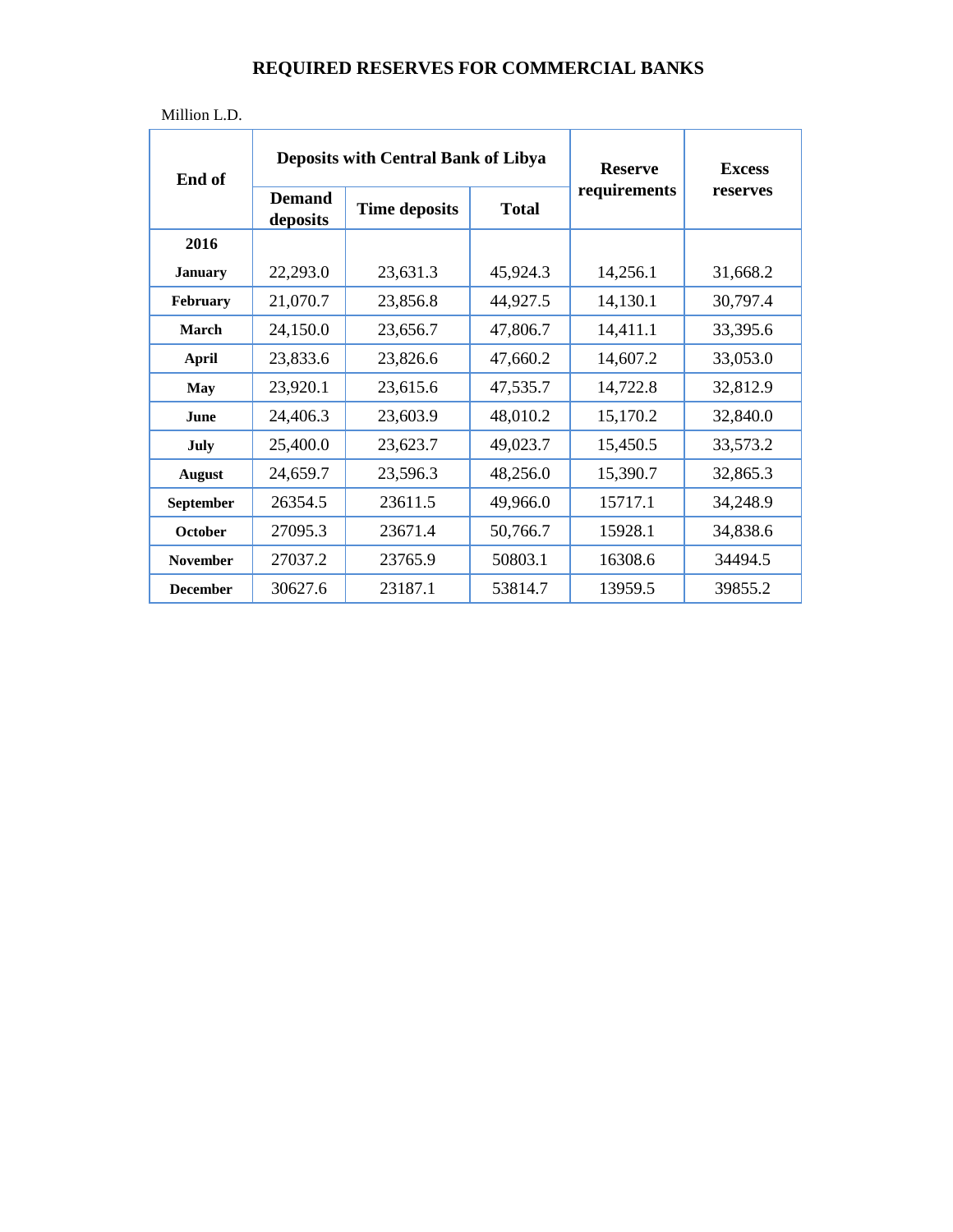# REQUIRED RESERVES FOR COMMERCIAL BANKS

Million L.D.

| End of | Deposits with Central Bank of Libya | | | Reserve requirements | Excess reserves |
|---|---|---|---|---|---|
| | Demand deposits | Time deposits | Total | | |
| **2016** | | | | | |
| **January** | 22,293.0 | 23,631.3 | 45,924.3 | 14,256.1 | 31,668.2 |
| **February** | 21,070.7 | 23,856.8 | 44,927.5 | 14,130.1 | 30,797.4 |
| **March** | 24,150.0 | 23,656.7 | 47,806.7 | 14,411.1 | 33,395.6 |
| **April** | 23,833.6 | 23,826.6 | 47,660.2 | 14,607.2 | 33,053.0 |
| **May** | 23,920.1 | 23,615.6 | 47,535.7 | 14,722.8 | 32,812.9 |
| **June** | 24,406.3 | 23,603.9 | 48,010.2 | 15,170.2 | 32,840.0 |
| **July** | 25,400.0 | 23,623.7 | 49,023.7 | 15,450.5 | 33,573.2 |
| **August** | 24,659.7 | 23,596.3 | 48,256.0 | 15,390.7 | 32,865.3 |
| **September** | 26354.5 | 23611.5 | 49,966.0 | 15717.1 | 34,248.9 |
| **October** | 27095.3 | 23671.4 | 50,766.7 | 15928.1 | 34,838.6 |
| **November** | 27037.2 | 23765.9 | 50803.1 | 16308.6 | 34494.5 |
| **December** | 30627.6 | 23187.1 | 53814.7 | 13959.5 | 39855.2 |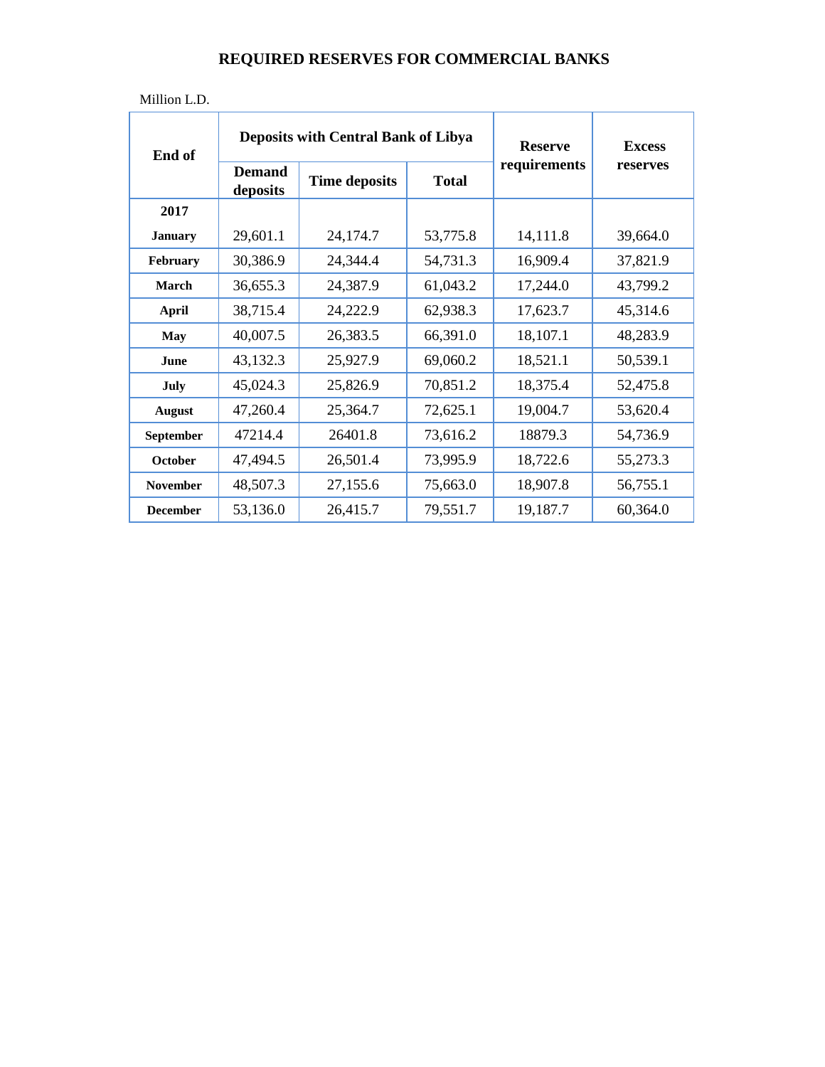# REQUIRED RESERVES FOR COMMERCIAL BANKS

Million L.D.

| End of | Deposits with Central Bank of Libya | | | Reserve requirements | Excess reserves |
|---|---|---|---|---|---|
| | Demand deposits | Time deposits | Total | | |
| **2017** | | | | | |
| **January** | 29,601.1 | 24,174.7 | 53,775.8 | 14,111.8 | 39,664.0 |
| **February** | 30,386.9 | 24,344.4 | 54,731.3 | 16,909.4 | 37,821.9 |
| **March** | 36,655.3 | 24,387.9 | 61,043.2 | 17,244.0 | 43,799.2 |
| **April** | 38,715.4 | 24,222.9 | 62,938.3 | 17,623.7 | 45,314.6 |
| **May** | 40,007.5 | 26,383.5 | 66,391.0 | 18,107.1 | 48,283.9 |
| **June** | 43,132.3 | 25,927.9 | 69,060.2 | 18,521.1 | 50,539.1 |
| **July** | 45,024.3 | 25,826.9 | 70,851.2 | 18,375.4 | 52,475.8 |
| **August** | 47,260.4 | 25,364.7 | 72,625.1 | 19,004.7 | 53,620.4 |
| **September** | 47214.4 | 26401.8 | 73,616.2 | 18879.3 | 54,736.9 |
| **October** | 47,494.5 | 26,501.4 | 73,995.9 | 18,722.6 | 55,273.3 |
| **November** | 48,507.3 | 27,155.6 | 75,663.0 | 18,907.8 | 56,755.1 |
| **December** | 53,136.0 | 26,415.7 | 79,551.7 | 19,187.7 | 60,364.0 |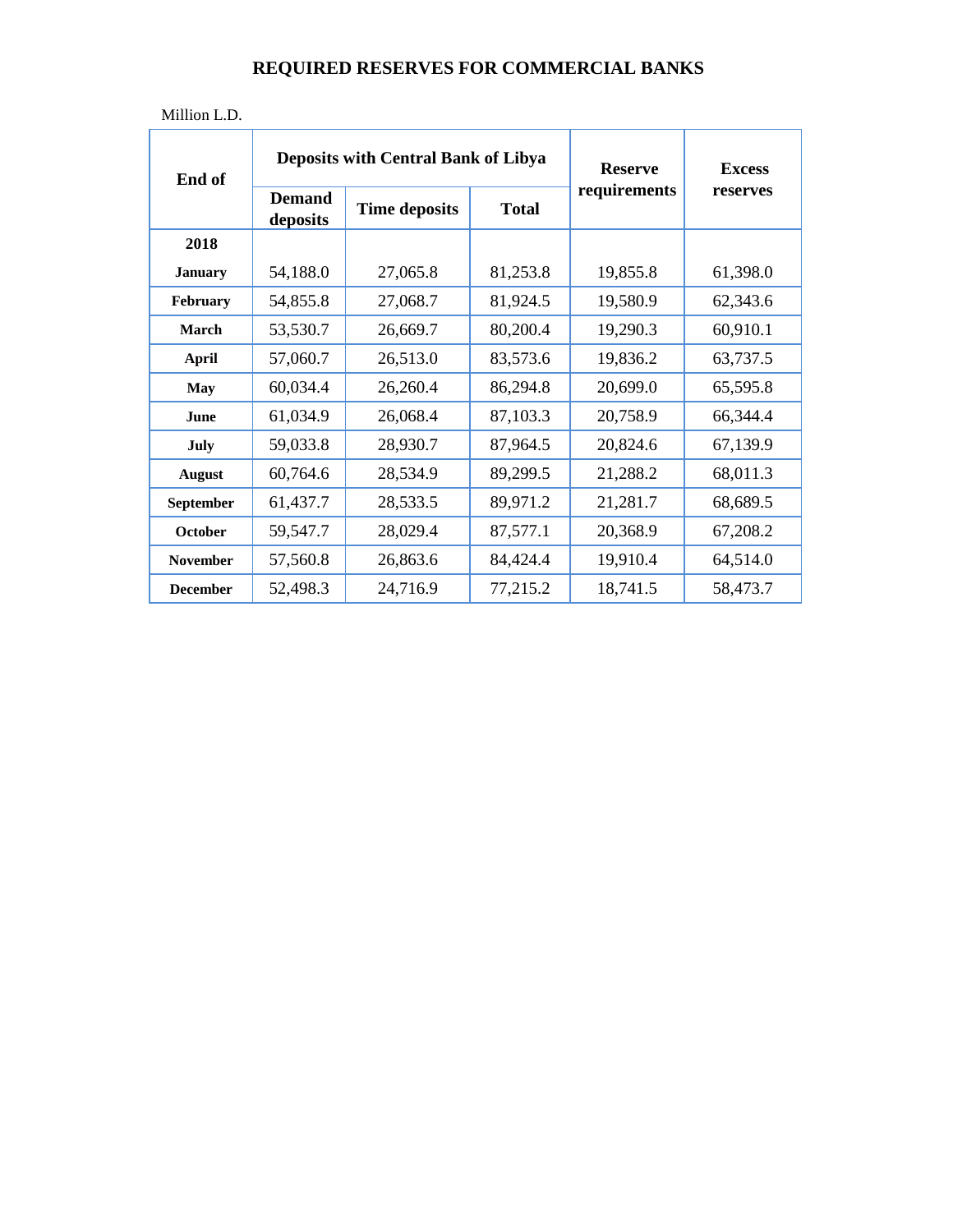# REQUIRED RESERVES FOR COMMERCIAL BANKS

Million L.D.

| End of | Deposits with Central Bank of Libya | | | Reserve requirements | Excess reserves |
|---|---|---|---|---|---|
| | Demand deposits | Time deposits | Total | | |
| **2018** | | | | | |
| **January** | 54,188.0 | 27,065.8 | 81,253.8 | 19,855.8 | 61,398.0 |
| **February** | 54,855.8 | 27,068.7 | 81,924.5 | 19,580.9 | 62,343.6 |
| **March** | 53,530.7 | 26,669.7 | 80,200.4 | 19,290.3 | 60,910.1 |
| **April** | 57,060.7 | 26,513.0 | 83,573.6 | 19,836.2 | 63,737.5 |
| **May** | 60,034.4 | 26,260.4 | 86,294.8 | 20,699.0 | 65,595.8 |
| **June** | 61,034.9 | 26,068.4 | 87,103.3 | 20,758.9 | 66,344.4 |
| **July** | 59,033.8 | 28,930.7 | 87,964.5 | 20,824.6 | 67,139.9 |
| **August** | 60,764.6 | 28,534.9 | 89,299.5 | 21,288.2 | 68,011.3 |
| **September** | 61,437.7 | 28,533.5 | 89,971.2 | 21,281.7 | 68,689.5 |
| **October** | 59,547.7 | 28,029.4 | 87,577.1 | 20,368.9 | 67,208.2 |
| **November** | 57,560.8 | 26,863.6 | 84,424.4 | 19,910.4 | 64,514.0 |
| **December** | 52,498.3 | 24,716.9 | 77,215.2 | 18,741.5 | 58,473.7 |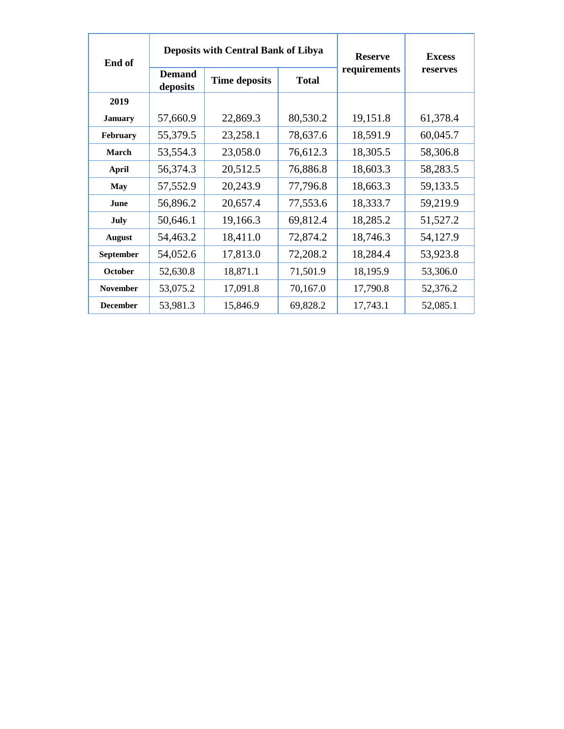| End of | Deposits with Central Bank of Libya | | | Reserve requirements | Excess reserves |
|---|---|---|---|---|---|
| | Demand deposits | Time deposits | Total | | |
| **2019** | | | | | |
| **January** | 57,660.9 | 22,869.3 | 80,530.2 | 19,151.8 | 61,378.4 |
| **February** | 55,379.5 | 23,258.1 | 78,637.6 | 18,591.9 | 60,045.7 |
| **March** | 53,554.3 | 23,058.0 | 76,612.3 | 18,305.5 | 58,306.8 |
| **April** | 56,374.3 | 20,512.5 | 76,886.8 | 18,603.3 | 58,283.5 |
| **May** | 57,552.9 | 20,243.9 | 77,796.8 | 18,663.3 | 59,133.5 |
| **June** | 56,896.2 | 20,657.4 | 77,553.6 | 18,333.7 | 59,219.9 |
| **July** | 50,646.1 | 19,166.3 | 69,812.4 | 18,285.2 | 51,527.2 |
| **August** | 54,463.2 | 18,411.0 | 72,874.2 | 18,746.3 | 54,127.9 |
| **September** | 54,052.6 | 17,813.0 | 72,208.2 | 18,284.4 | 53,923.8 |
| **October** | 52,630.8 | 18,871.1 | 71,501.9 | 18,195.9 | 53,306.0 |
| **November** | 53,075.2 | 17,091.8 | 70,167.0 | 17,790.8 | 52,376.2 |
| **December** | 53,981.3 | 15,846.9 | 69,828.2 | 17,743.1 | 52,085.1 |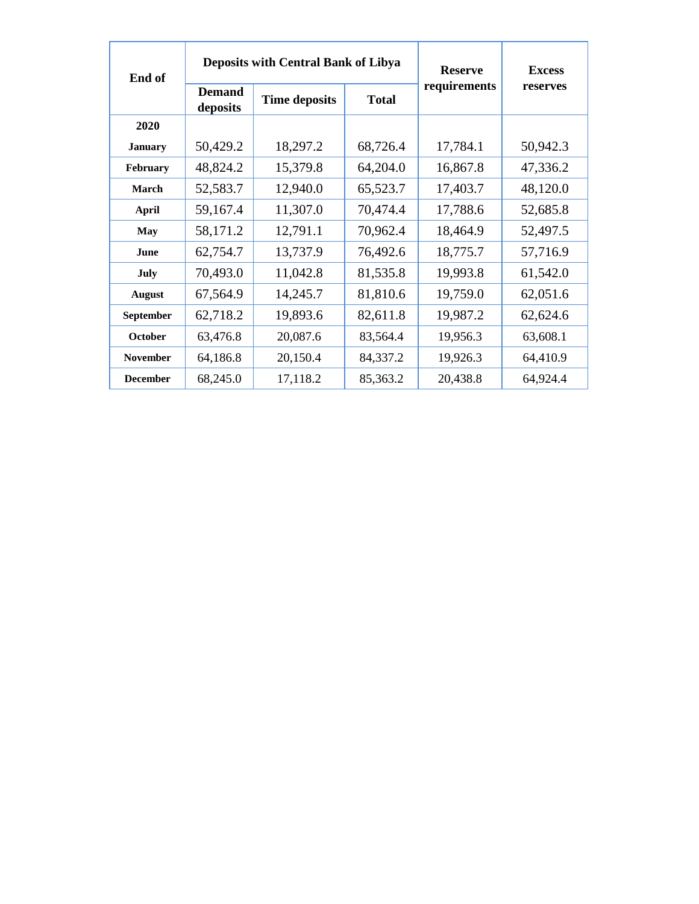| End of | Deposits with Central Bank of Libya | | | Reserve requirements | Excess reserves |
|---|---|---|---|---|---|
| | Demand deposits | Time deposits | Total | | |
| **2020** | | | | | |
| **January** | 50,429.2 | 18,297.2 | 68,726.4 | 17,784.1 | 50,942.3 |
| **February** | 48,824.2 | 15,379.8 | 64,204.0 | 16,867.8 | 47,336.2 |
| **March** | 52,583.7 | 12,940.0 | 65,523.7 | 17,403.7 | 48,120.0 |
| **April** | 59,167.4 | 11,307.0 | 70,474.4 | 17,788.6 | 52,685.8 |
| **May** | 58,171.2 | 12,791.1 | 70,962.4 | 18,464.9 | 52,497.5 |
| **June** | 62,754.7 | 13,737.9 | 76,492.6 | 18,775.7 | 57,716.9 |
| **July** | 70,493.0 | 11,042.8 | 81,535.8 | 19,993.8 | 61,542.0 |
| **August** | 67,564.9 | 14,245.7 | 81,810.6 | 19,759.0 | 62,051.6 |
| **September** | 62,718.2 | 19,893.6 | 82,611.8 | 19,987.2 | 62,624.6 |
| **October** | 63,476.8 | 20,087.6 | 83,564.4 | 19,956.3 | 63,608.1 |
| **November** | 64,186.8 | 20,150.4 | 84,337.2 | 19,926.3 | 64,410.9 |
| **December** | 68,245.0 | 17,118.2 | 85,363.2 | 20,438.8 | 64,924.4 |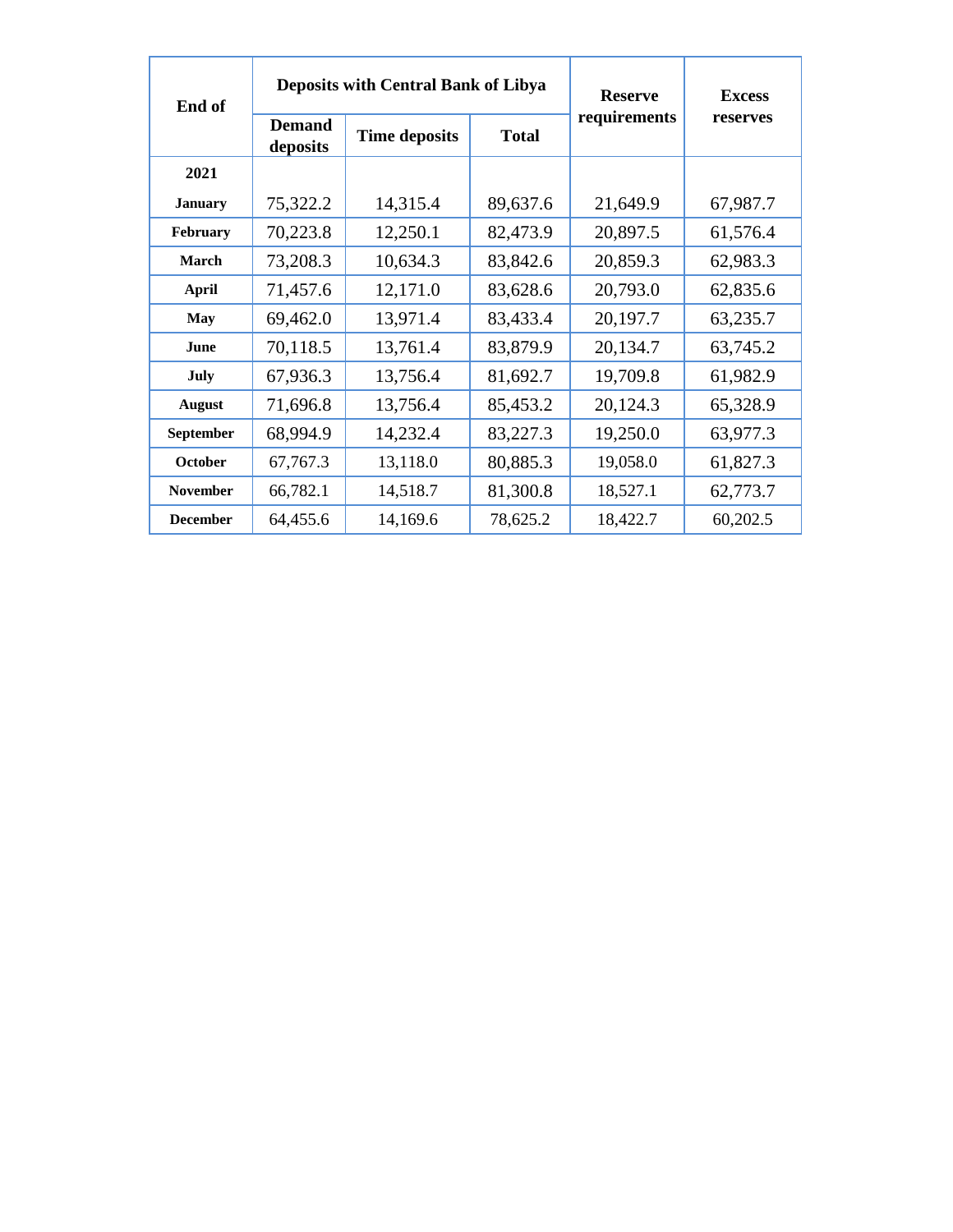| End of | Deposits with Central Bank of Libya | | | Reserve requirements | Excess reserves |
|---|---|---|---|---|---|
| | Demand deposits | Time deposits | Total | | |
| **2021** | | | | | |
| **January** | 75,322.2 | 14,315.4 | 89,637.6 | 21,649.9 | 67,987.7 |
| **February** | 70,223.8 | 12,250.1 | 82,473.9 | 20,897.5 | 61,576.4 |
| **March** | 73,208.3 | 10,634.3 | 83,842.6 | 20,859.3 | 62,983.3 |
| **April** | 71,457.6 | 12,171.0 | 83,628.6 | 20,793.0 | 62,835.6 |
| **May** | 69,462.0 | 13,971.4 | 83,433.4 | 20,197.7 | 63,235.7 |
| **June** | 70,118.5 | 13,761.4 | 83,879.9 | 20,134.7 | 63,745.2 |
| **July** | 67,936.3 | 13,756.4 | 81,692.7 | 19,709.8 | 61,982.9 |
| **August** | 71,696.8 | 13,756.4 | 85,453.2 | 20,124.3 | 65,328.9 |
| **September** | 68,994.9 | 14,232.4 | 83,227.3 | 19,250.0 | 63,977.3 |
| **October** | 67,767.3 | 13,118.0 | 80,885.3 | 19,058.0 | 61,827.3 |
| **November** | 66,782.1 | 14,518.7 | 81,300.8 | 18,527.1 | 62,773.7 |
| **December** | 64,455.6 | 14,169.6 | 78,625.2 | 18,422.7 | 60,202.5 |